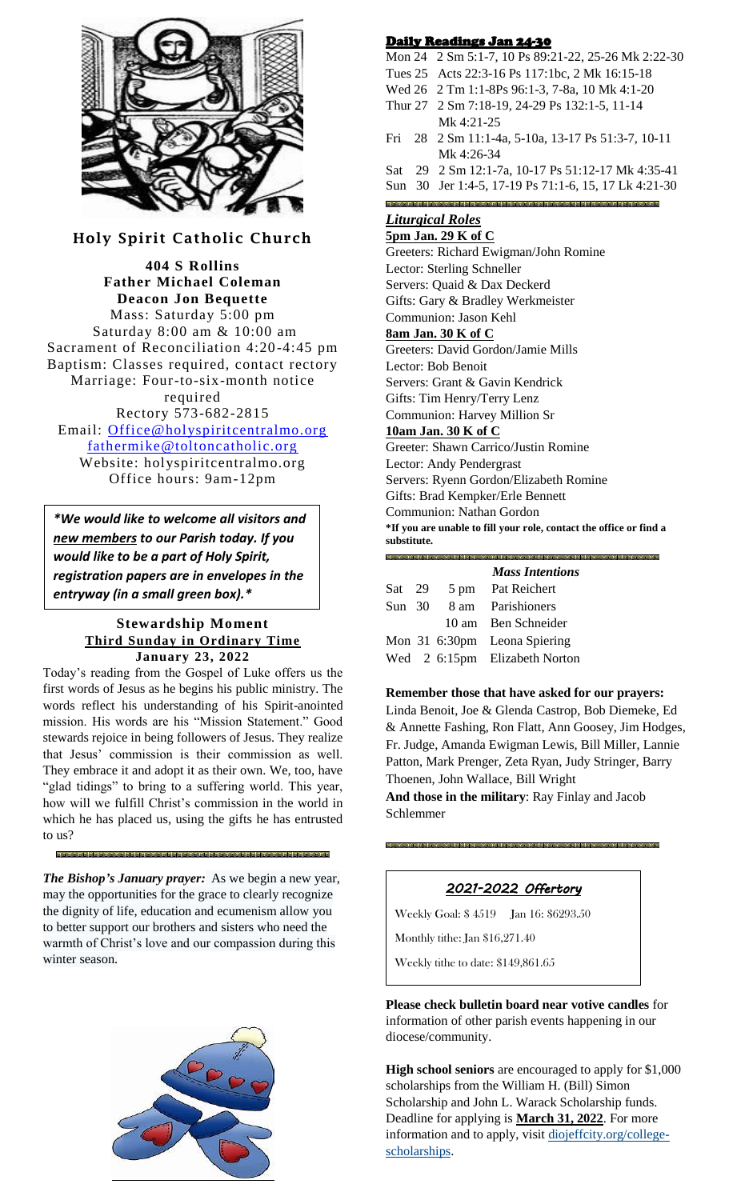## Holy Spirit Catholic Church

**404 S Rollins**
**Father Michael Coleman**
**Deacon Jon Bequette**

Mass: Saturday 5:00 pm
Saturday 8:00 am & 10:00 am
Sacrament of Reconciliation 4:20-4:45 pm
Baptism: Classes required, contact rectory
Marriage: Four-to-six-month notice required
Rectory 573-682-2815
Email: Office@holyspiritcentralmo.org
fathermike@toltoncatholic.org
Website: holyspiritcentralmo.org
Office hours: 9am-12pm

*\*We would like to welcome all visitors and new members to our Parish today. If you would like to be a part of Holy Spirit, registration papers are in envelopes in the entryway (in a small green box).\**

### Stewardship Moment
**Third Sunday in Ordinary Time**
**January 23, 2022**

Today's reading from the Gospel of Luke offers us the first words of Jesus as he begins his public ministry. The words reflect his understanding of his Spirit-anointed mission. His words are his "Mission Statement." Good stewards rejoice in being followers of Jesus. They realize that Jesus' commission is their commission as well. They embrace it and adopt it as their own. We, too, have "glad tidings" to bring to a suffering world. This year, how will we fulfill Christ's commission in the world in which he has placed us, using the gifts he has entrusted to us?

***The Bishop's January prayer:*** As we begin a new year, may the opportunities for the grace to clearly recognize the dignity of life, education and ecumenism allow you to better support our brothers and sisters who need the warmth of Christ's love and our compassion during this winter season.

### Daily Readings Jan 24-30

- Mon 24 2 Sm 5:1-7, 10 Ps 89:21-22, 25-26 Mk 2:22-30
- Tues 25 Acts 22:3-16 Ps 117:1bc, 2 Mk 16:15-18
- Wed 26 2 Tm 1:1-8Ps 96:1-3, 7-8a, 10 Mk 4:1-20
- Thur 27 2 Sm 7:18-19, 24-29 Ps 132:1-5, 11-14 Mk 4:21-25
- Fri 28 2 Sm 11:1-4a, 5-10a, 13-17 Ps 51:3-7, 10-11 Mk 4:26-34
- Sat 29 2 Sm 12:1-7a, 10-17 Ps 51:12-17 Mk 4:35-41
- Sun 30 Jer 1:4-5, 17-19 Ps 71:1-6, 15, 17 Lk 4:21-30

### *Liturgical Roles*

**5pm Jan. 29 K of C**
Greeters: Richard Ewigman/John Romine
Lector: Sterling Schneller
Servers: Quaid & Dax Deckerd
Gifts: Gary & Bradley Werkmeister
Communion: Jason Kehl

**8am Jan. 30 K of C**
Greeters: David Gordon/Jamie Mills
Lector: Bob Benoit
Servers: Grant & Gavin Kendrick
Gifts: Tim Henry/Terry Lenz
Communion: Harvey Million Sr

**10am Jan. 30 K of C**
Greeter: Shawn Carrico/Justin Romine
Lector: Andy Pendergrast
Servers: Ryenn Gordon/Elizabeth Romine
Gifts: Brad Kempker/Erle Bennett
Communion: Nathan Gordon

**\*If you are unable to fill your role, contact the office or find a substitute.**

### *Mass Intentions*

| | | |
|---|---|---|
| Sat 29 | 5 pm | Pat Reichert |
| Sun 30 | 8 am | Parishioners |
| | 10 am | Ben Schneider |
| Mon 31 | 6:30pm | Leona Spiering |
| Wed 2 | 6:15pm | Elizabeth Norton |

**Remember those that have asked for our prayers:**
Linda Benoit, Joe & Glenda Castrop, Bob Diemeke, Ed & Annette Fashing, Ron Flatt, Ann Goosey, Jim Hodges, Fr. Judge, Amanda Ewigman Lewis, Bill Miller, Lannie Patton, Mark Prenger, Zeta Ryan, Judy Stringer, Barry Thoenen, John Wallace, Bill Wright
**And those in the military**: Ray Finlay and Jacob Schlemmer

### *2021-2022 Offertory*

Weekly Goal: $ 4519 Jan 16: $6293.50

Monthly tithe: Jan $16,271.40

Weekly tithe to date: $149,861.65

**Please check bulletin board near votive candles** for information of other parish events happening in our diocese/community.

**High school seniors** are encouraged to apply for $1,000 scholarships from the William H. (Bill) Simon Scholarship and John L. Warack Scholarship funds. Deadline for applying is **March 31, 2022**. For more information and to apply, visit diojeffcity.org/college-scholarships.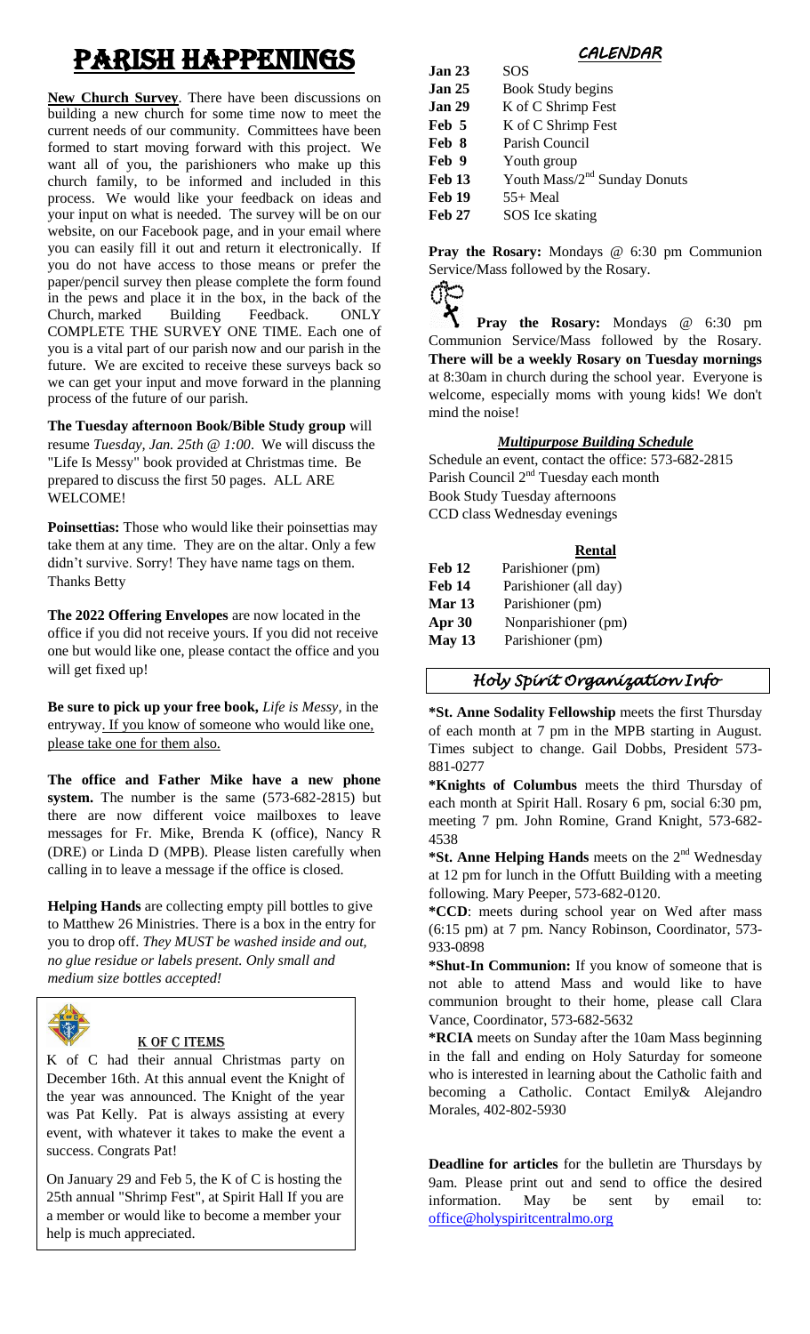# Parish Happenings

**New Church Survey**. There have been discussions on building a new church for some time now to meet the current needs of our community. Committees have been formed to start moving forward with this project. We want all of you, the parishioners who make up this church family, to be informed and included in this process. We would like your feedback on ideas and your input on what is needed. The survey will be on our website, on our Facebook page, and in your email where you can easily fill it out and return it electronically. If you do not have access to those means or prefer the paper/pencil survey then please complete the form found in the pews and place it in the box, in the back of the Church, marked Building Feedback. ONLY COMPLETE THE SURVEY ONE TIME. Each one of you is a vital part of our parish now and our parish in the future. We are excited to receive these surveys back so we can get your input and move forward in the planning process of the future of our parish.

**The Tuesday afternoon Book/Bible Study group** will resume *Tuesday, Jan. 25th @ 1:00*. We will discuss the "Life Is Messy" book provided at Christmas time. Be prepared to discuss the first 50 pages. ALL ARE WELCOME!

**Poinsettias:** Those who would like their poinsettias may take them at any time. They are on the altar. Only a few didn't survive. Sorry! They have name tags on them. Thanks Betty

**The 2022 Offering Envelopes** are now located in the office if you did not receive yours. If you did not receive one but would like one, please contact the office and you will get fixed up!

**Be sure to pick up your free book,** *Life is Messy,* in the entryway. If you know of someone who would like one, please take one for them also.

**The office and Father Mike have a new phone system.** The number is the same (573-682-2815) but there are now different voice mailboxes to leave messages for Fr. Mike, Brenda K (office), Nancy R (DRE) or Linda D (MPB). Please listen carefully when calling in to leave a message if the office is closed.

**Helping Hands** are collecting empty pill bottles to give to Matthew 26 Ministries. There is a box in the entry for you to drop off. *They MUST be washed inside and out, no glue residue or labels present. Only small and medium size bottles accepted!*

## K of C Items

K of C had their annual Christmas party on December 16th. At this annual event the Knight of the year was announced. The Knight of the year was Pat Kelly. Pat is always assisting at every event, with whatever it takes to make the event a success. Congrats Pat!

On January 29 and Feb 5, the K of C is hosting the 25th annual "Shrimp Fest", at Spirit Hall If you are a member or would like to become a member your help is much appreciated.

## Calendar

| | |
|---|---|
| **Jan 23** | SOS |
| **Jan 25** | Book Study begins |
| **Jan 29** | K of C Shrimp Fest |
| **Feb 5** | K of C Shrimp Fest |
| **Feb 8** | Parish Council |
| **Feb 9** | Youth group |
| **Feb 13** | Youth Mass/2nd Sunday Donuts |
| **Feb 19** | 55+ Meal |
| **Feb 27** | SOS Ice skating |

**Pray the Rosary:** Mondays @ 6:30 pm Communion Service/Mass followed by the Rosary.

**Pray the Rosary:** Mondays @ 6:30 pm Communion Service/Mass followed by the Rosary. **There will be a weekly Rosary on Tuesday mornings** at 8:30am in church during the school year. Everyone is welcome, especially moms with young kids! We don't mind the noise!

### *Multipurpose Building Schedule*

Schedule an event, contact the office: 573-682-2815
Parish Council 2nd Tuesday each month
Book Study Tuesday afternoons
CCD class Wednesday evenings

**Rental**

| | |
|---|---|
| **Feb 12** | Parishioner (pm) |
| **Feb 14** | Parishioner (all day) |
| **Mar 13** | Parishioner (pm) |
| **Apr 30** | Nonparishioner (pm) |
| **May 13** | Parishioner (pm) |

## *Holy Spirit Organization Info*

**\*St. Anne Sodality Fellowship** meets the first Thursday of each month at 7 pm in the MPB starting in August. Times subject to change. Gail Dobbs, President 573-881-0277

**\*Knights of Columbus** meets the third Thursday of each month at Spirit Hall. Rosary 6 pm, social 6:30 pm, meeting 7 pm. John Romine, Grand Knight, 573-682-4538

**\*St. Anne Helping Hands** meets on the 2nd Wednesday at 12 pm for lunch in the Offutt Building with a meeting following. Mary Peeper, 573-682-0120.

**\*CCD**: meets during school year on Wed after mass (6:15 pm) at 7 pm. Nancy Robinson, Coordinator, 573-933-0898

**\*Shut-In Communion:** If you know of someone that is not able to attend Mass and would like to have communion brought to their home, please call Clara Vance, Coordinator, 573-682-5632

**\*RCIA** meets on Sunday after the 10am Mass beginning in the fall and ending on Holy Saturday for someone who is interested in learning about the Catholic faith and becoming a Catholic. Contact Emily& Alejandro Morales, 402-802-5930

**Deadline for articles** for the bulletin are Thursdays by 9am. Please print out and send to office the desired information. May be sent by email to: office@holyspiritcentralmo.org